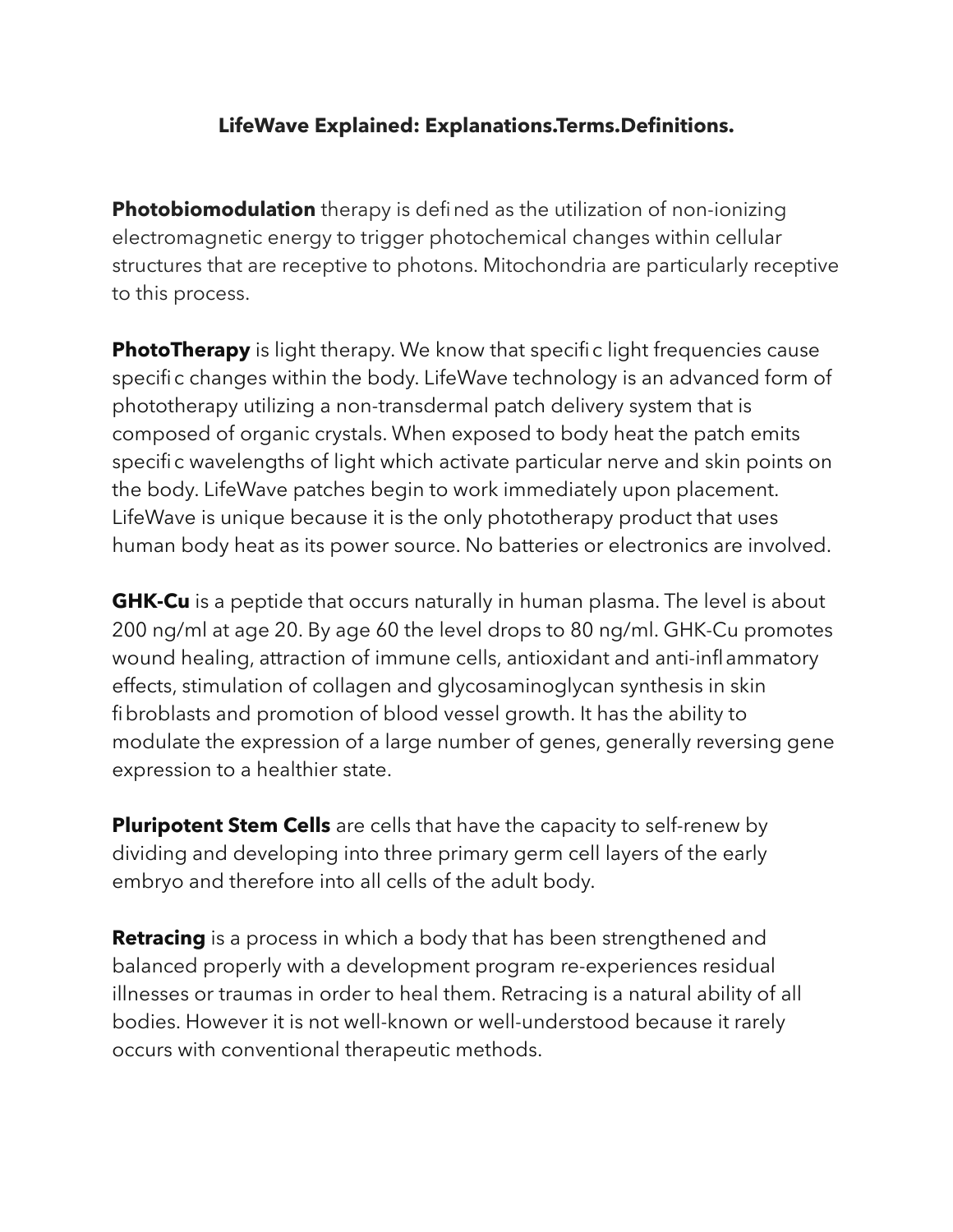# LifeWave Explained: Explanations.Terms.Definitions.

**Photobiomodulation** therapy is defined as the utilization of non-ionizing electromagnetic energy to trigger photochemical changes within cellular structures that are receptive to photons. Mitochondria are particularly receptive to this process.

**PhotoTherapy** is light therapy. We know that specific light frequencies cause specific changes within the body. LifeWave technology is an advanced form of phototherapy utilizing a non-transdermal patch delivery system that is composed of organic crystals. When exposed to body heat the patch emits specific wavelengths of light which activate particular nerve and skin points on the body. LifeWave patches begin to work immediately upon placement. LifeWave is unique because it is the only phototherapy product that uses human body heat as its power source. No batteries or electronics are involved.

**GHK-Cu** is a peptide that occurs naturally in human plasma. The level is about 200 ng/ml at age 20. By age 60 the level drops to 80 ng/ml. GHK-Cu promotes wound healing, attraction of immune cells, antioxidant and anti-inflammatory effects, stimulation of collagen and glycosaminoglycan synthesis in skin fibroblasts and promotion of blood vessel growth. It has the ability to modulate the expression of a large number of genes, generally reversing gene expression to a healthier state.

**Pluripotent Stem Cells** are cells that have the capacity to self-renew by dividing and developing into three primary germ cell layers of the early embryo and therefore into all cells of the adult body.

**Retracing** is a process in which a body that has been strengthened and balanced properly with a development program re-experiences residual illnesses or traumas in order to heal them. Retracing is a natural ability of all bodies. However it is not well-known or well-understood because it rarely occurs with conventional therapeutic methods.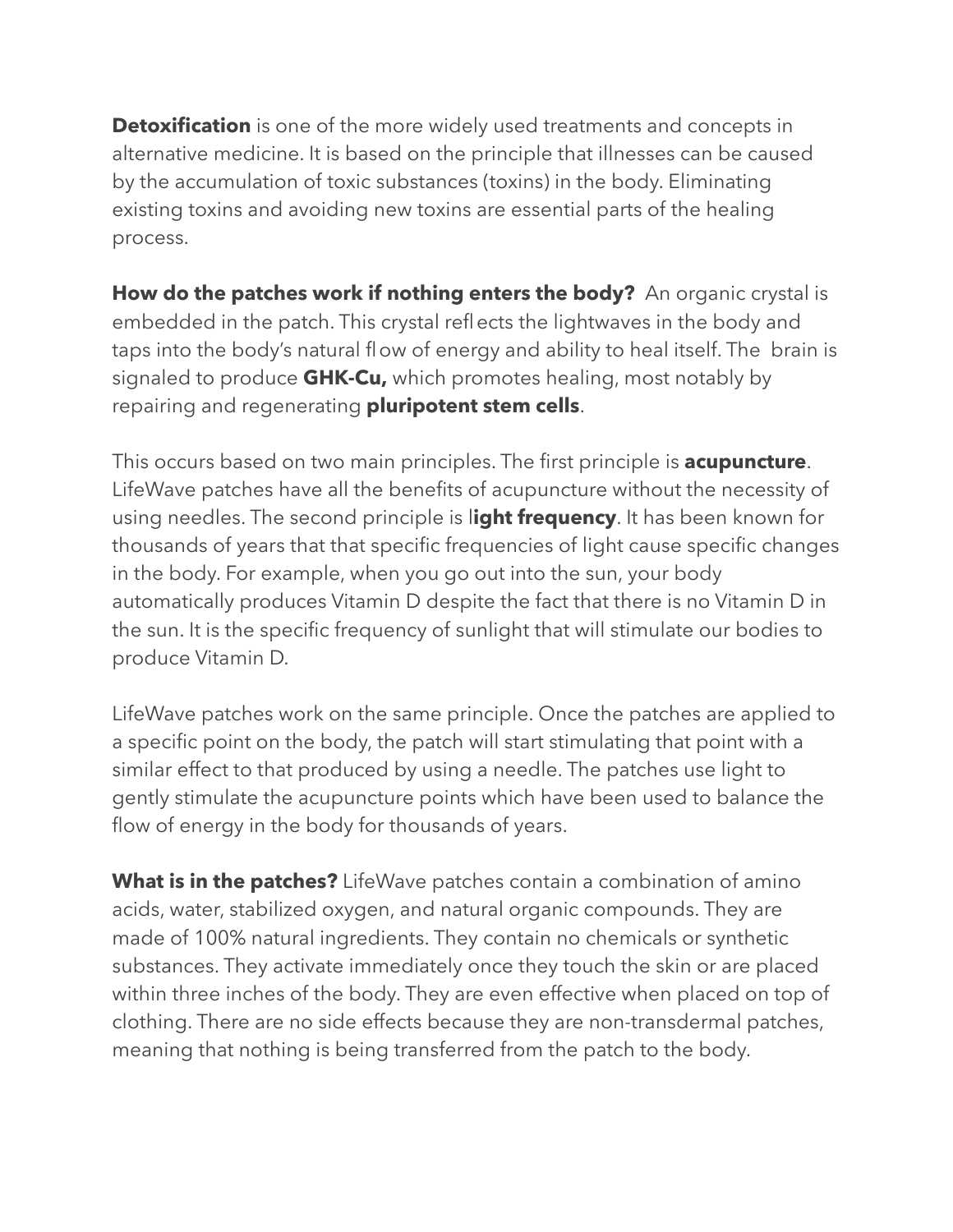**Detoxification** is one of the more widely used treatments and concepts in alternative medicine. It is based on the principle that illnesses can be caused by the accumulation of toxic substances (toxins) in the body. Eliminating existing toxins and avoiding new toxins are essential parts of the healing process.

**How do the patches work if nothing enters the body?** An organic crystal is embedded in the patch. This crystal reflects the lightwaves in the body and taps into the body's natural flow of energy and ability to heal itself. The brain is signaled to produce **GHK-Cu,** which promotes healing, most notably by repairing and regenerating **pluripotent stem cells**.

This occurs based on two main principles. The first principle is **acupuncture**. LifeWave patches have all the benefits of acupuncture without the necessity of using needles. The second principle is l**ight frequency**. It has been known for thousands of years that that specific frequencies of light cause specific changes in the body. For example, when you go out into the sun, your body automatically produces Vitamin D despite the fact that there is no Vitamin D in the sun. It is the specific frequency of sunlight that will stimulate our bodies to produce Vitamin D.

LifeWave patches work on the same principle. Once the patches are applied to a specific point on the body, the patch will start stimulating that point with a similar effect to that produced by using a needle. The patches use light to gently stimulate the acupuncture points which have been used to balance the flow of energy in the body for thousands of years.

**What is in the patches?** LifeWave patches contain a combination of amino acids, water, stabilized oxygen, and natural organic compounds. They are made of 100% natural ingredients. They contain no chemicals or synthetic substances. They activate immediately once they touch the skin or are placed within three inches of the body. They are even effective when placed on top of clothing. There are no side effects because they are non-transdermal patches, meaning that nothing is being transferred from the patch to the body.